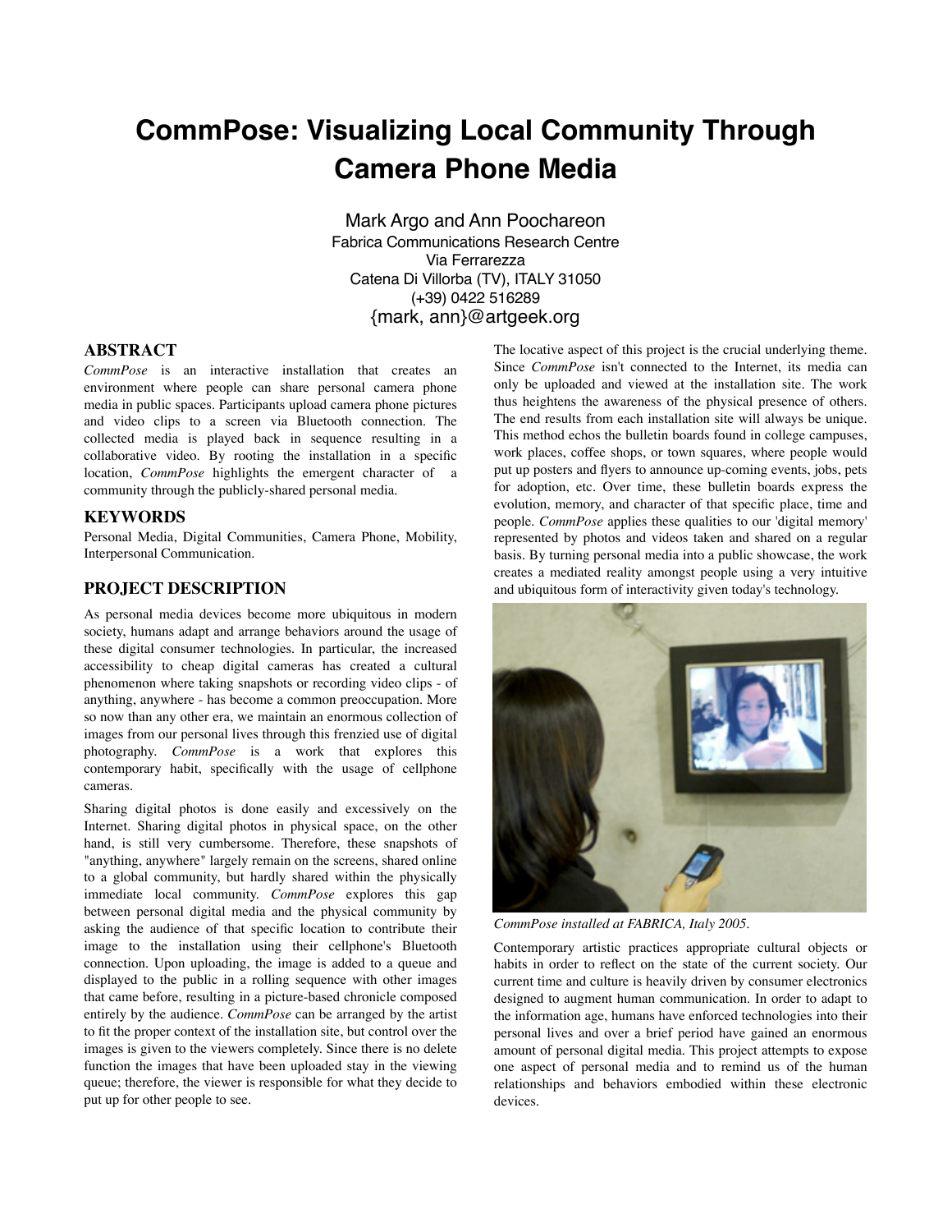# CommPose: Visualizing Local Community Through Camera Phone Media

Mark Argo and Ann Poochareon
Fabrica Communications Research Centre
Via Ferrarezza
Catena Di Villorba (TV), ITALY 31050
(+39) 0422 516289
{mark, ann}@artgeek.org

## ABSTRACT

*CommPose* is an interactive installation that creates an environment where people can share personal camera phone media in public spaces. Participants upload camera phone pictures and video clips to a screen via Bluetooth connection. The collected media is played back in sequence resulting in a collaborative video. By rooting the installation in a specific location, *CommPose* highlights the emergent character of a community through the publicly-shared personal media.

## KEYWORDS

Personal Media, Digital Communities, Camera Phone, Mobility, Interpersonal Communication.

## PROJECT DESCRIPTION

As personal media devices become more ubiquitous in modern society, humans adapt and arrange behaviors around the usage of these digital consumer technologies. In particular, the increased accessibility to cheap digital cameras has created a cultural phenomenon where taking snapshots or recording video clips - of anything, anywhere - has become a common preoccupation. More so now than any other era, we maintain an enormous collection of images from our personal lives through this frenzied use of digital photography. *CommPose* is a work that explores this contemporary habit, specifically with the usage of cellphone cameras.

Sharing digital photos is done easily and excessively on the Internet. Sharing digital photos in physical space, on the other hand, is still very cumbersome. Therefore, these snapshots of "anything, anywhere" largely remain on the screens, shared online to a global community, but hardly shared within the physically immediate local community. *CommPose* explores this gap between personal digital media and the physical community by asking the audience of that specific location to contribute their image to the installation using their cellphone's Bluetooth connection. Upon uploading, the image is added to a queue and displayed to the public in a rolling sequence with other images that came before, resulting in a picture-based chronicle composed entirely by the audience. *CommPose* can be arranged by the artist to fit the proper context of the installation site, but control over the images is given to the viewers completely. Since there is no delete function the images that have been uploaded stay in the viewing queue; therefore, the viewer is responsible for what they decide to put up for other people to see.

The locative aspect of this project is the crucial underlying theme. Since *CommPose* isn't connected to the Internet, its media can only be uploaded and viewed at the installation site. The work thus heightens the awareness of the physical presence of others. The end results from each installation site will always be unique. This method echos the bulletin boards found in college campuses, work places, coffee shops, or town squares, where people would put up posters and flyers to announce up-coming events, jobs, pets for adoption, etc. Over time, these bulletin boards express the evolution, memory, and character of that specific place, time and people. *CommPose* applies these qualities to our 'digital memory' represented by photos and videos taken and shared on a regular basis. By turning personal media into a public showcase, the work creates a mediated reality amongst people using a very intuitive and ubiquitous form of interactivity given today's technology.

*CommPose installed at FABRICA, Italy 2005.*

Contemporary artistic practices appropriate cultural objects or habits in order to reflect on the state of the current society. Our current time and culture is heavily driven by consumer electronics designed to augment human communication. In order to adapt to the information age, humans have enforced technologies into their personal lives and over a brief period have gained an enormous amount of personal digital media. This project attempts to expose one aspect of personal media and to remind us of the human relationships and behaviors embodied within these electronic devices.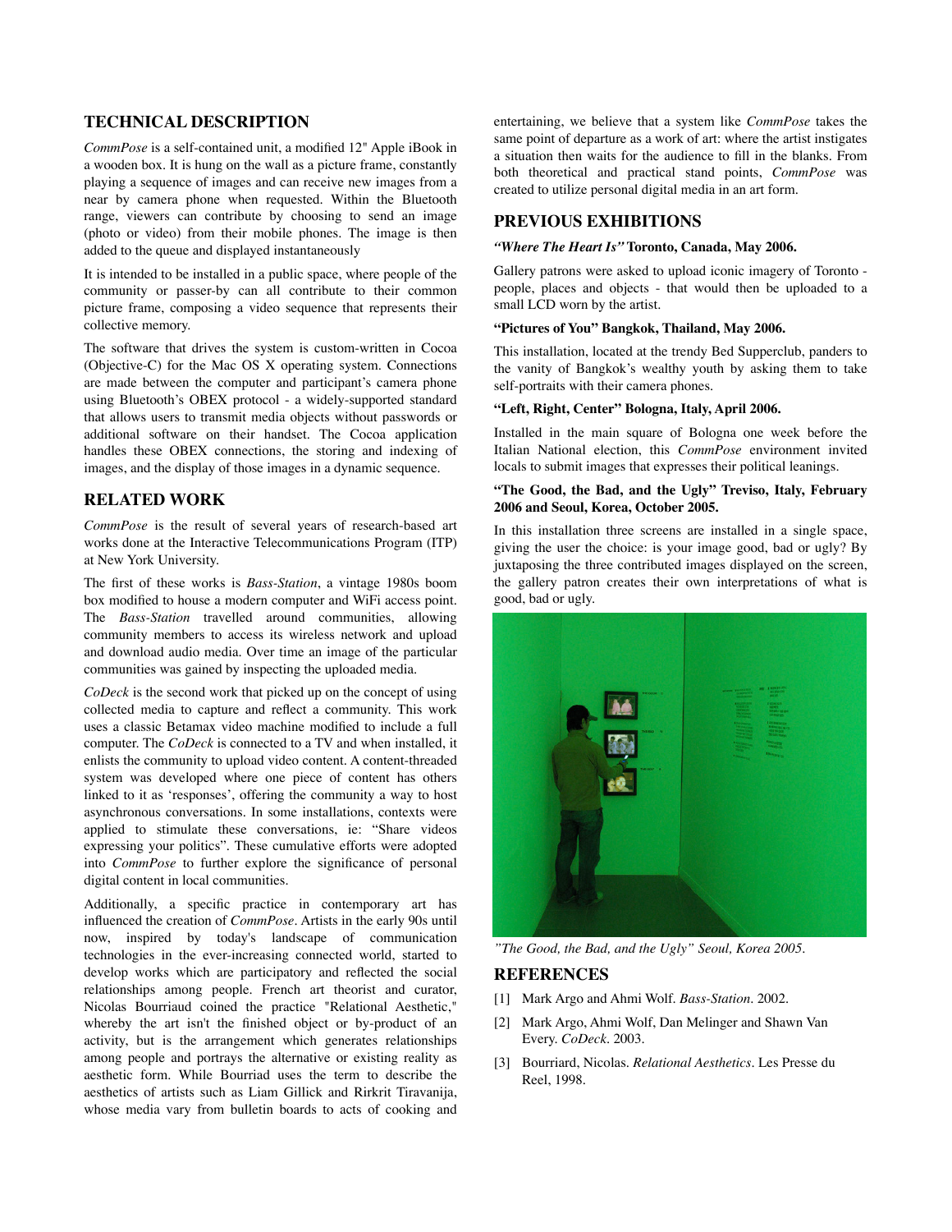## TECHNICAL DESCRIPTION

*CommPose* is a self-contained unit, a modified 12" Apple iBook in a wooden box. It is hung on the wall as a picture frame, constantly playing a sequence of images and can receive new images from a near by camera phone when requested. Within the Bluetooth range, viewers can contribute by choosing to send an image (photo or video) from their mobile phones. The image is then added to the queue and displayed instantaneously

It is intended to be installed in a public space, where people of the community or passer-by can all contribute to their common picture frame, composing a video sequence that represents their collective memory.

The software that drives the system is custom-written in Cocoa (Objective-C) for the Mac OS X operating system. Connections are made between the computer and participant's camera phone using Bluetooth's OBEX protocol - a widely-supported standard that allows users to transmit media objects without passwords or additional software on their handset. The Cocoa application handles these OBEX connections, the storing and indexing of images, and the display of those images in a dynamic sequence.

## RELATED WORK

*CommPose* is the result of several years of research-based art works done at the Interactive Telecommunications Program (ITP) at New York University.

The first of these works is *Bass-Station*, a vintage 1980s boom box modified to house a modern computer and WiFi access point. The *Bass-Station* travelled around communities, allowing community members to access its wireless network and upload and download audio media. Over time an image of the particular communities was gained by inspecting the uploaded media.

*CoDeck* is the second work that picked up on the concept of using collected media to capture and reflect a community. This work uses a classic Betamax video machine modified to include a full computer. The *CoDeck* is connected to a TV and when installed, it enlists the community to upload video content. A content-threaded system was developed where one piece of content has others linked to it as 'responses', offering the community a way to host asynchronous conversations. In some installations, contexts were applied to stimulate these conversations, ie: "Share videos expressing your politics". These cumulative efforts were adopted into *CommPose* to further explore the significance of personal digital content in local communities.

Additionally, a specific practice in contemporary art has influenced the creation of *CommPose*. Artists in the early 90s until now, inspired by today's landscape of communication technologies in the ever-increasing connected world, started to develop works which are participatory and reflected the social relationships among people. French art theorist and curator, Nicolas Bourriaud coined the practice "Relational Aesthetic," whereby the art isn't the finished object or by-product of an activity, but is the arrangement which generates relationships among people and portrays the alternative or existing reality as aesthetic form. While Bourriad uses the term to describe the aesthetics of artists such as Liam Gillick and Rirkrit Tiravanija, whose media vary from bulletin boards to acts of cooking and entertaining, we believe that a system like *CommPose* takes the same point of departure as a work of art: where the artist instigates a situation then waits for the audience to fill in the blanks. From both theoretical and practical stand points, *CommPose* was created to utilize personal digital media in an art form.

## PREVIOUS EXHIBITIONS

***"Where The Heart Is"* Toronto, Canada, May 2006.**

Gallery patrons were asked to upload iconic imagery of Toronto - people, places and objects - that would then be uploaded to a small LCD worn by the artist.

**"Pictures of You" Bangkok, Thailand, May 2006.**

This installation, located at the trendy Bed Supperclub, panders to the vanity of Bangkok's wealthy youth by asking them to take self-portraits with their camera phones.

**"Left, Right, Center" Bologna, Italy, April 2006.**

Installed in the main square of Bologna one week before the Italian National election, this *CommPose* environment invited locals to submit images that expresses their political leanings.

**"The Good, the Bad, and the Ugly" Treviso, Italy, February 2006 and Seoul, Korea, October 2005.**

In this installation three screens are installed in a single space, giving the user the choice: is your image good, bad or ugly? By juxtaposing the three contributed images displayed on the screen, the gallery patron creates their own interpretations of what is good, bad or ugly.

*"The Good, the Bad, and the Ugly" Seoul, Korea 2005.*

## REFERENCES

[1] Mark Argo and Ahmi Wolf. *Bass-Station*. 2002.

[2] Mark Argo, Ahmi Wolf, Dan Melinger and Shawn Van Every. *CoDeck*. 2003.

[3] Bourriard, Nicolas. *Relational Aesthetics*. Les Presse du Reel, 1998.